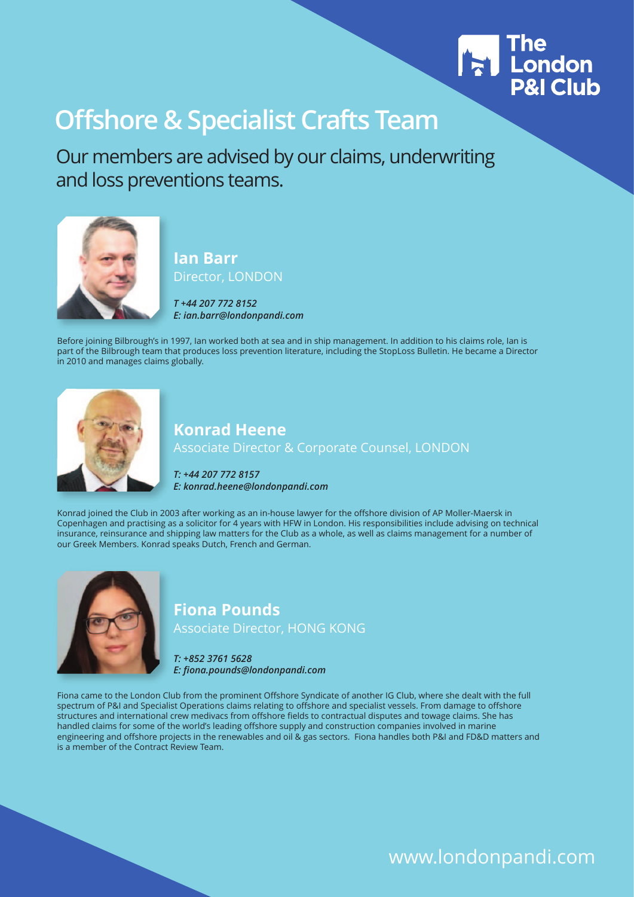The London P&I Club

# Offshore & Specialist Crafts Team

Our members are advised by our claims, underwriting and loss preventions teams.

## Ian Barr

Director, LONDON

*T +44 207 772 8152*
*E: ian.barr@londonpandi.com*

Before joining Bilbrough's in 1997, Ian worked both at sea and in ship management. In addition to his claims role, Ian is part of the Bilbrough team that produces loss prevention literature, including the StopLoss Bulletin. He became a Director in 2010 and manages claims globally.

## Konrad Heene

Associate Director & Corporate Counsel, LONDON

*T: +44 207 772 8157*
*E: konrad.heene@londonpandi.com*

Konrad joined the Club in 2003 after working as an in-house lawyer for the offshore division of AP Moller-Maersk in Copenhagen and practising as a solicitor for 4 years with HFW in London. His responsibilities include advising on technical insurance, reinsurance and shipping law matters for the Club as a whole, as well as claims management for a number of our Greek Members. Konrad speaks Dutch, French and German.

## Fiona Pounds

Associate Director, HONG KONG

*T: +852 3761 5628*
*E: fiona.pounds@londonpandi.com*

Fiona came to the London Club from the prominent Offshore Syndicate of another IG Club, where she dealt with the full spectrum of P&I and Specialist Operations claims relating to offshore and specialist vessels. From damage to offshore structures and international crew medivacs from offshore fields to contractual disputes and towage claims. She has handled claims for some of the world's leading offshore supply and construction companies involved in marine engineering and offshore projects in the renewables and oil & gas sectors. Fiona handles both P&I and FD&D matters and is a member of the Contract Review Team.

www.londonpandi.com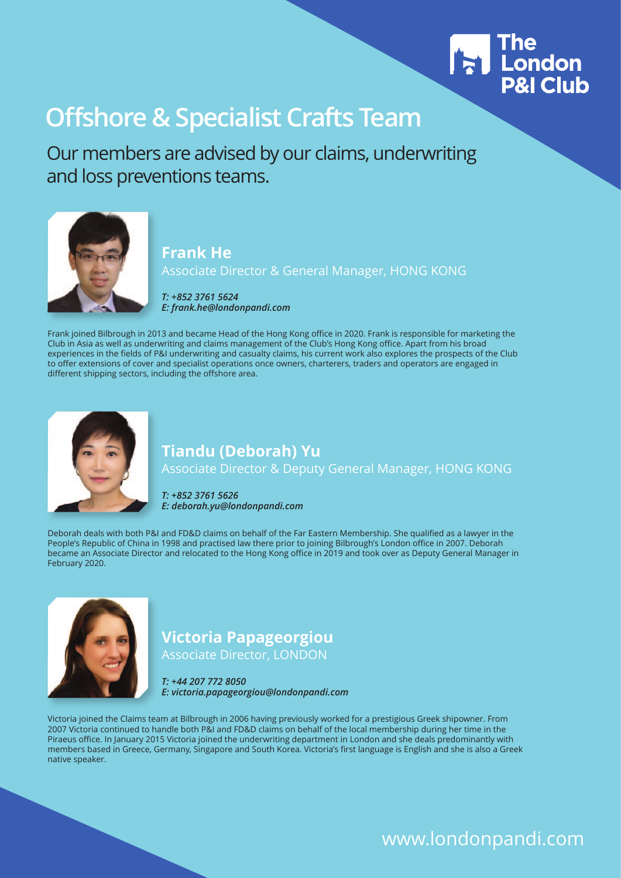# Offshore & Specialist Crafts Team

Our members are advised by our claims, underwriting and loss preventions teams.

## Frank He

Associate Director & General Manager, HONG KONG

*T: +852 3761 5624*
*E: frank.he@londonpandi.com*

Frank joined Bilbrough in 2013 and became Head of the Hong Kong office in 2020. Frank is responsible for marketing the Club in Asia as well as underwriting and claims management of the Club's Hong Kong office. Apart from his broad experiences in the fields of P&I underwriting and casualty claims, his current work also explores the prospects of the Club to offer extensions of cover and specialist operations once owners, charterers, traders and operators are engaged in different shipping sectors, including the offshore area.

## Tiandu (Deborah) Yu

Associate Director & Deputy General Manager, HONG KONG

*T: +852 3761 5626*
*E: deborah.yu@londonpandi.com*

Deborah deals with both P&I and FD&D claims on behalf of the Far Eastern Membership. She qualified as a lawyer in the People's Republic of China in 1998 and practised law there prior to joining Bilbrough's London office in 2007. Deborah became an Associate Director and relocated to the Hong Kong office in 2019 and took over as Deputy General Manager in February 2020.

## Victoria Papageorgiou

Associate Director, LONDON

*T: +44 207 772 8050*
*E: victoria.papageorgiou@londonpandi.com*

Victoria joined the Claims team at Bilbrough in 2006 having previously worked for a prestigious Greek shipowner. From 2007 Victoria continued to handle both P&I and FD&D claims on behalf of the local membership during her time in the Piraeus office. In January 2015 Victoria joined the underwriting department in London and she deals predominantly with members based in Greece, Germany, Singapore and South Korea. Victoria's first language is English and she is also a Greek native speaker.

www.londonpandi.com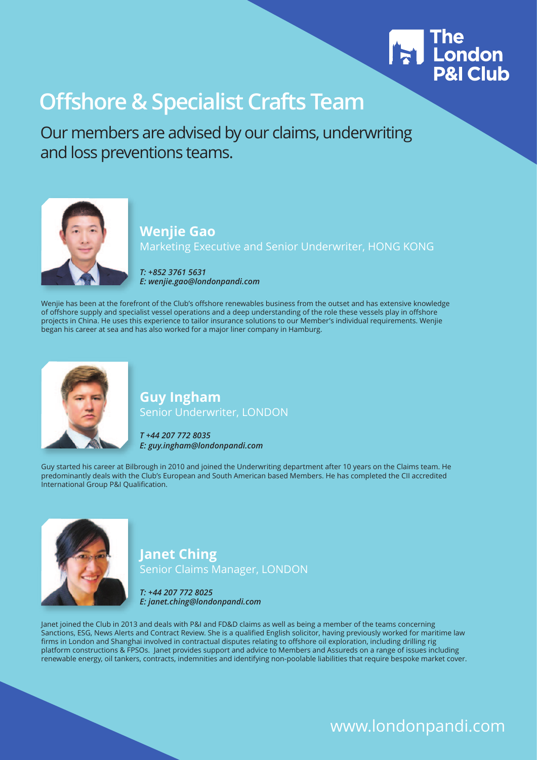# Offshore & Specialist Crafts Team

Our members are advised by our claims, underwriting and loss preventions teams.

## Wenjie Gao

Marketing Executive and Senior Underwriter, HONG KONG

***T: +852 3761 5631***
***E: wenjie.gao@londonpandi.com***

Wenjie has been at the forefront of the Club's offshore renewables business from the outset and has extensive knowledge of offshore supply and specialist vessel operations and a deep understanding of the role these vessels play in offshore projects in China. He uses this experience to tailor insurance solutions to our Member's individual requirements. Wenjie began his career at sea and has also worked for a major liner company in Hamburg.

## Guy Ingham

Senior Underwriter, LONDON

***T +44 207 772 8035***
***E: guy.ingham@londonpandi.com***

Guy started his career at Bilbrough in 2010 and joined the Underwriting department after 10 years on the Claims team. He predominantly deals with the Club's European and South American based Members. He has completed the CII accredited International Group P&I Qualification.

## Janet Ching

Senior Claims Manager, LONDON

***T: +44 207 772 8025***
***E: janet.ching@londonpandi.com***

Janet joined the Club in 2013 and deals with P&I and FD&D claims as well as being a member of the teams concerning Sanctions, ESG, News Alerts and Contract Review. She is a qualified English solicitor, having previously worked for maritime law firms in London and Shanghai involved in contractual disputes relating to offshore oil exploration, including drilling rig platform constructions & FPSOs. Janet provides support and advice to Members and Assureds on a range of issues including renewable energy, oil tankers, contracts, indemnities and identifying non-poolable liabilities that require bespoke market cover.

www.londonpandi.com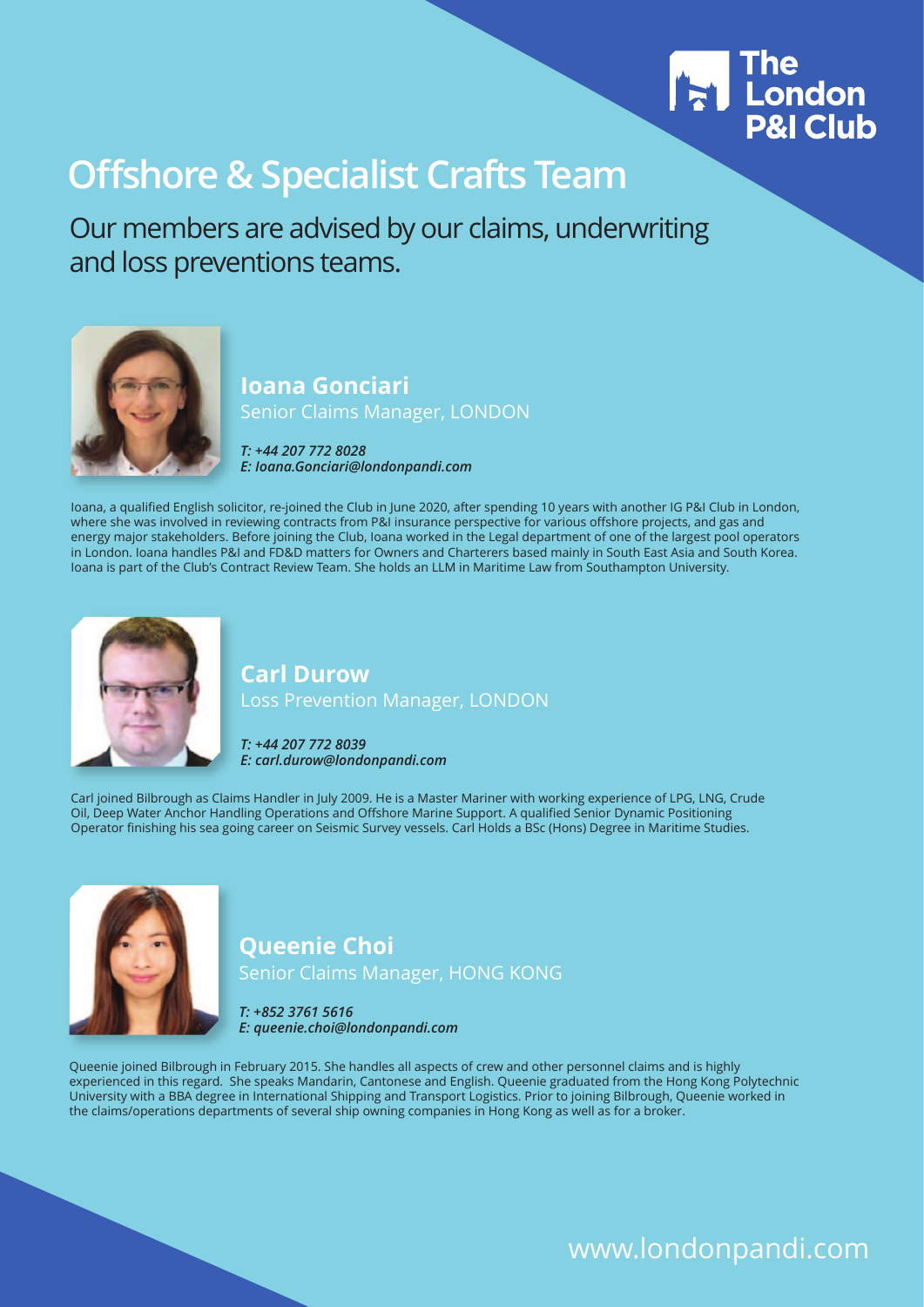The London P&I Club

# Offshore & Specialist Crafts Team

Our members are advised by our claims, underwriting and loss preventions teams.

### Ioana Gonciari

Senior Claims Manager, LONDON

***T: +44 207 772 8028***
***E: Ioana.Gonciari@londonpandi.com***

Ioana, a qualified English solicitor, re-joined the Club in June 2020, after spending 10 years with another IG P&I Club in London, where she was involved in reviewing contracts from P&I insurance perspective for various offshore projects, and gas and energy major stakeholders. Before joining the Club, Ioana worked in the Legal department of one of the largest pool operators in London. Ioana handles P&I and FD&D matters for Owners and Charterers based mainly in South East Asia and South Korea. Ioana is part of the Club's Contract Review Team. She holds an LLM in Maritime Law from Southampton University.

### Carl Durow

Loss Prevention Manager, LONDON

***T: +44 207 772 8039***
***E: carl.durow@londonpandi.com***

Carl joined Bilbrough as Claims Handler in July 2009. He is a Master Mariner with working experience of LPG, LNG, Crude Oil, Deep Water Anchor Handling Operations and Offshore Marine Support. A qualified Senior Dynamic Positioning Operator finishing his sea going career on Seismic Survey vessels. Carl Holds a BSc (Hons) Degree in Maritime Studies.

### Queenie Choi

Senior Claims Manager, HONG KONG

***T: +852 3761 5616***
***E: queenie.choi@londonpandi.com***

Queenie joined Bilbrough in February 2015. She handles all aspects of crew and other personnel claims and is highly experienced in this regard. She speaks Mandarin, Cantonese and English. Queenie graduated from the Hong Kong Polytechnic University with a BBA degree in International Shipping and Transport Logistics. Prior to joining Bilbrough, Queenie worked in the claims/operations departments of several ship owning companies in Hong Kong as well as for a broker.

www.londonpandi.com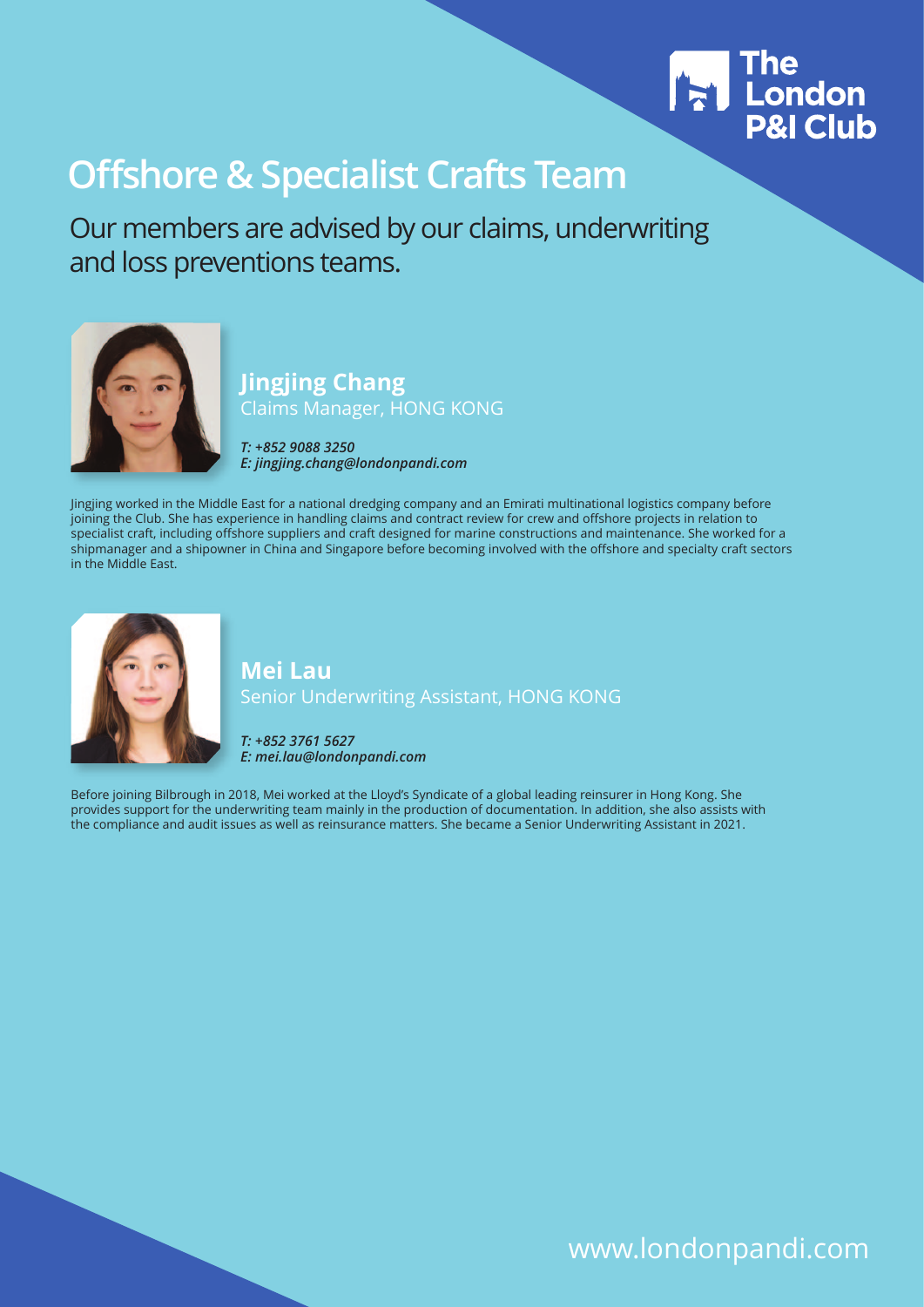The London P&I Club

# Offshore & Specialist Crafts Team

Our members are advised by our claims, underwriting and loss preventions teams.

### Jingjing Chang

Claims Manager, HONG KONG

*T: +852 9088 3250*
*E: jingjing.chang@londonpandi.com*

Jingjing worked in the Middle East for a national dredging company and an Emirati multinational logistics company before joining the Club. She has experience in handling claims and contract review for crew and offshore projects in relation to specialist craft, including offshore suppliers and craft designed for marine constructions and maintenance. She worked for a shipmanager and a shipowner in China and Singapore before becoming involved with the offshore and specialty craft sectors in the Middle East.

### Mei Lau

Senior Underwriting Assistant, HONG KONG

*T: +852 3761 5627*
*E: mei.lau@londonpandi.com*

Before joining Bilbrough in 2018, Mei worked at the Lloyd's Syndicate of a global leading reinsurer in Hong Kong. She provides support for the underwriting team mainly in the production of documentation. In addition, she also assists with the compliance and audit issues as well as reinsurance matters. She became a Senior Underwriting Assistant in 2021.

www.londonpandi.com